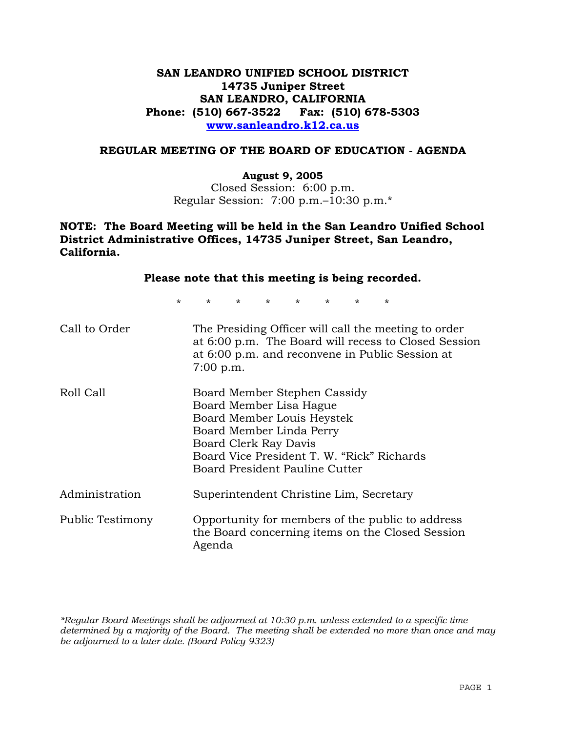# SAN LEANDRO UNIFIED SCHOOL DISTRICT
**14735 Juniper Street**
**SAN LEANDRO, CALIFORNIA**
**Phone: (510) 667-3522 Fax: (510) 678-5303**
**www.sanleandro.k12.ca.us**

## REGULAR MEETING OF THE BOARD OF EDUCATION - AGENDA

**August 9, 2005**
Closed Session: 6:00 p.m.
Regular Session: 7:00 p.m.–10:30 p.m.*

**NOTE: The Board Meeting will be held in the San Leandro Unified School District Administrative Offices, 14735 Juniper Street, San Leandro, California.**

**Please note that this meeting is being recorded.**

\* \* \* \* \* \* \* \*

| | |
|---|---|
| Call to Order | The Presiding Officer will call the meeting to order at 6:00 p.m. The Board will recess to Closed Session at 6:00 p.m. and reconvene in Public Session at 7:00 p.m. |
| Roll Call | Board Member Stephen Cassidy<br>Board Member Lisa Hague<br>Board Member Louis Heystek<br>Board Member Linda Perry<br>Board Clerk Ray Davis<br>Board Vice President T. W. "Rick" Richards<br>Board President Pauline Cutter |
| Administration | Superintendent Christine Lim, Secretary |
| Public Testimony | Opportunity for members of the public to address the Board concerning items on the Closed Session Agenda |

*\*Regular Board Meetings shall be adjourned at 10:30 p.m. unless extended to a specific time determined by a majority of the Board. The meeting shall be extended no more than once and may be adjourned to a later date. (Board Policy 9323)*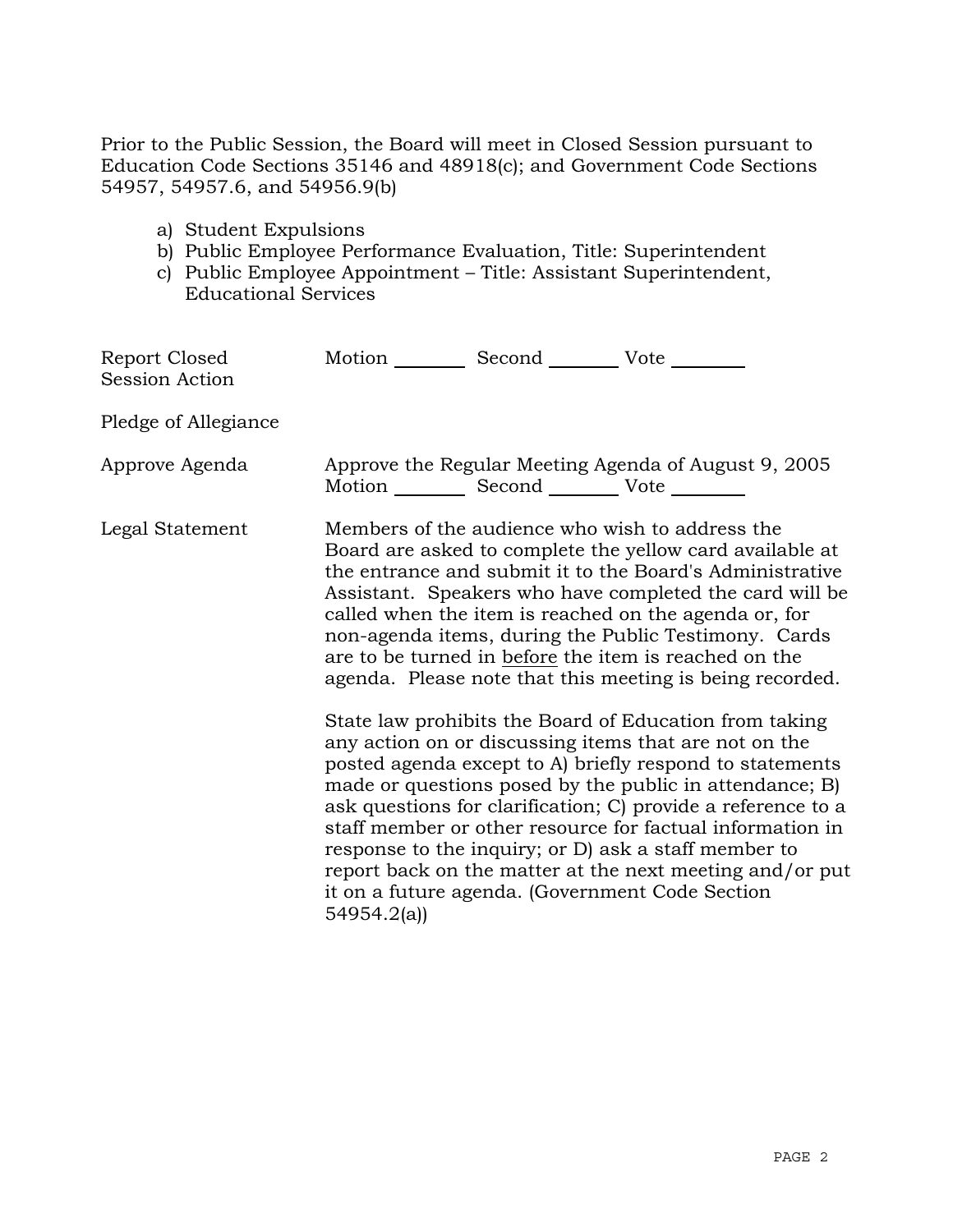Prior to the Public Session, the Board will meet in Closed Session pursuant to Education Code Sections 35146 and 48918(c); and Government Code Sections 54957, 54957.6, and 54956.9(b)

a) Student Expulsions
b) Public Employee Performance Evaluation, Title: Superintendent
c) Public Employee Appointment – Title: Assistant Superintendent, Educational Services

| | |
|---|---|
| Report Closed Session Action | Motion ________ Second ________ Vote ________ |
| Pledge of Allegiance | |
| Approve Agenda | Approve the Regular Meeting Agenda of August 9, 2005<br>Motion ________ Second ________ Vote ________ |
| Legal Statement | Members of the audience who wish to address the Board are asked to complete the yellow card available at the entrance and submit it to the Board's Administrative Assistant. Speakers who have completed the card will be called when the item is reached on the agenda or, for non-agenda items, during the Public Testimony. Cards are to be turned in <u>before</u> the item is reached on the agenda. Please note that this meeting is being recorded.<br><br>State law prohibits the Board of Education from taking any action on or discussing items that are not on the posted agenda except to A) briefly respond to statements made or questions posed by the public in attendance; B) ask questions for clarification; C) provide a reference to a staff member or other resource for factual information in response to the inquiry; or D) ask a staff member to report back on the matter at the next meeting and/or put it on a future agenda. (Government Code Section 54954.2(a)) |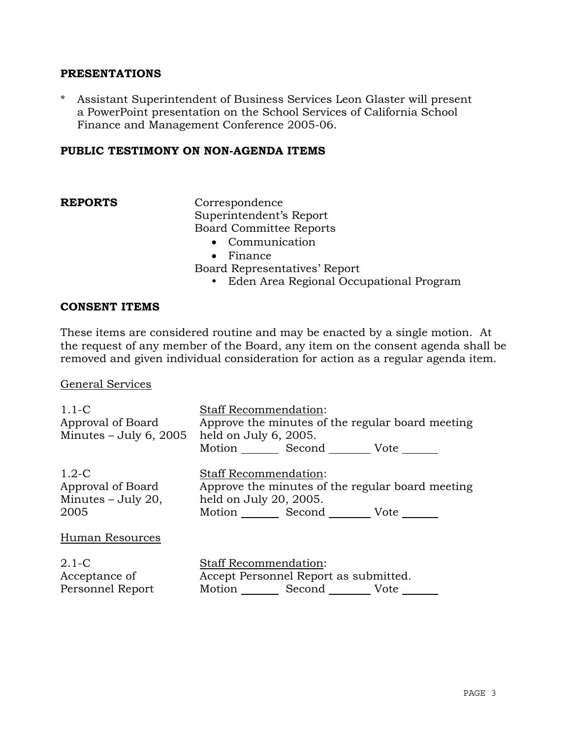## PRESENTATIONS

* Assistant Superintendent of Business Services Leon Glaster will present a PowerPoint presentation on the School Services of California School Finance and Management Conference 2005-06.

## PUBLIC TESTIMONY ON NON-AGENDA ITEMS

## REPORTS

Correspondence
Superintendent's Report
Board Committee Reports

- Communication
- Finance

Board Representatives' Report

- Eden Area Regional Occupational Program

## CONSENT ITEMS

These items are considered routine and may be enacted by a single motion. At the request of any member of the Board, any item on the consent agenda shall be removed and given individual consideration for action as a regular agenda item.

General Services

1.1-C
Approval of Board Minutes – July 6, 2005

Staff Recommendation:
Approve the minutes of the regular board meeting held on July 6, 2005.
Motion ______ Second ______ Vote ______

1.2-C
Approval of Board Minutes – July 20, 2005

Staff Recommendation:
Approve the minutes of the regular board meeting held on July 20, 2005.
Motion ______ Second ______ Vote ______

Human Resources

2.1-C
Acceptance of Personnel Report

Staff Recommendation:
Accept Personnel Report as submitted.
Motion ______ Second ______ Vote ______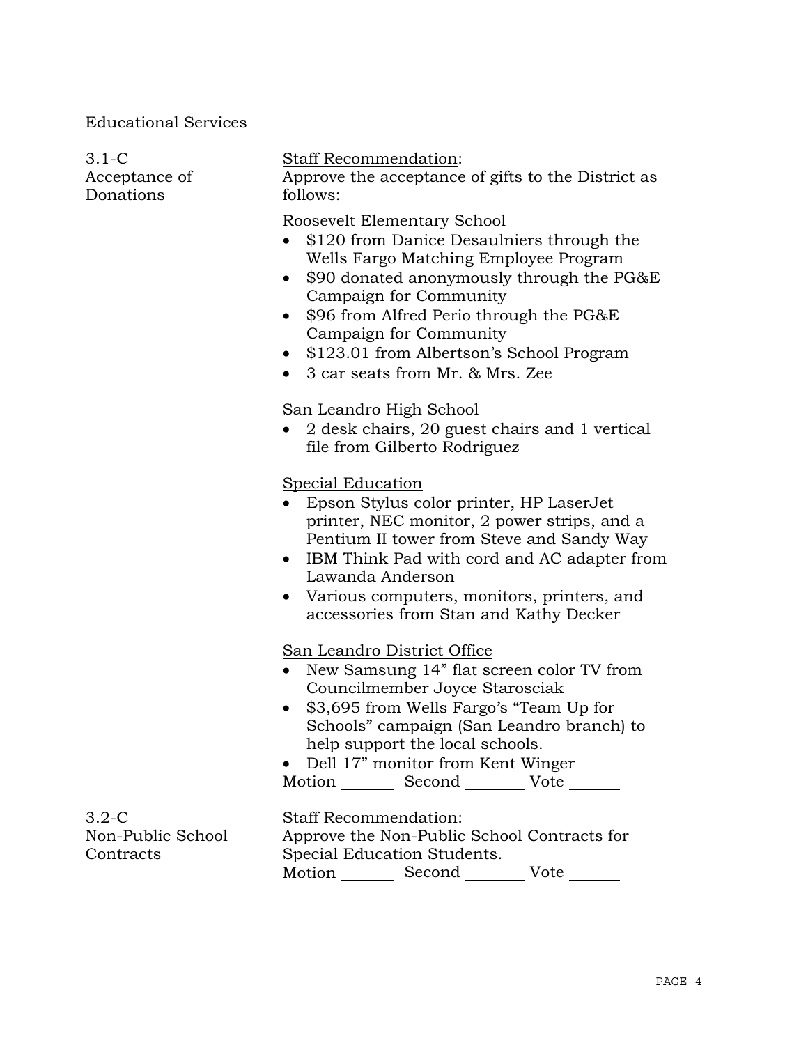## Educational Services

**3.1-C Acceptance of Donations**

Staff Recommendation:
Approve the acceptance of gifts to the District as follows:

Roosevelt Elementary School

- $120 from Danice Desaulniers through the Wells Fargo Matching Employee Program
- $90 donated anonymously through the PG&E Campaign for Community
- $96 from Alfred Perio through the PG&E Campaign for Community
- $123.01 from Albertson's School Program
- 3 car seats from Mr. & Mrs. Zee

San Leandro High School

- 2 desk chairs, 20 guest chairs and 1 vertical file from Gilberto Rodriguez

Special Education

- Epson Stylus color printer, HP LaserJet printer, NEC monitor, 2 power strips, and a Pentium II tower from Steve and Sandy Way
- IBM Think Pad with cord and AC adapter from Lawanda Anderson
- Various computers, monitors, printers, and accessories from Stan and Kathy Decker

San Leandro District Office

- New Samsung 14" flat screen color TV from Councilmember Joyce Starosciak
- $3,695 from Wells Fargo's "Team Up for Schools" campaign (San Leandro branch) to help support the local schools.
- Dell 17" monitor from Kent Winger

Motion ______ Second ______ Vote ______

**3.2-C Non-Public School Contracts**

Staff Recommendation:
Approve the Non-Public School Contracts for Special Education Students.

Motion ______ Second ______ Vote ______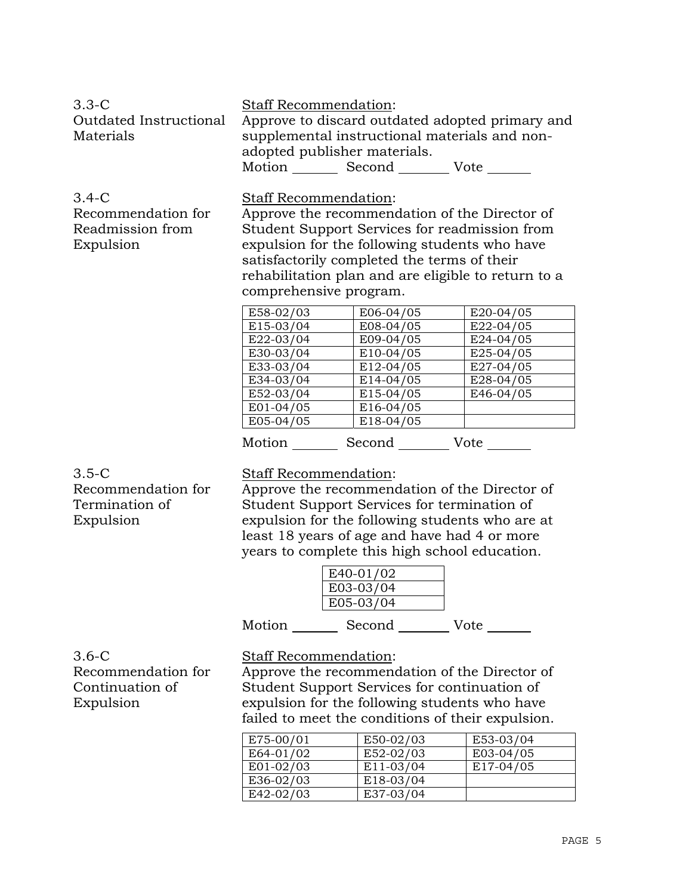3.3-C
Outdated Instructional Materials

Staff Recommendation:
Approve to discard outdated adopted primary and supplemental instructional materials and non-adopted publisher materials.
Motion _______ Second ________ Vote _______

3.4-C
Recommendation for Readmission from Expulsion

Staff Recommendation:
Approve the recommendation of the Director of Student Support Services for readmission from expulsion for the following students who have satisfactorily completed the terms of their rehabilitation plan and are eligible to return to a comprehensive program.

| | | |
|---|---|---|
| E58-02/03 | E06-04/05 | E20-04/05 |
| E15-03/04 | E08-04/05 | E22-04/05 |
| E22-03/04 | E09-04/05 | E24-04/05 |
| E30-03/04 | E10-04/05 | E25-04/05 |
| E33-03/04 | E12-04/05 | E27-04/05 |
| E34-03/04 | E14-04/05 | E28-04/05 |
| E52-03/04 | E15-04/05 | E46-04/05 |
| E01-04/05 | E16-04/05 | |
| E05-04/05 | E18-04/05 | |

Motion _______ Second ________ Vote _______

3.5-C
Recommendation for Termination of Expulsion

Staff Recommendation:
Approve the recommendation of the Director of Student Support Services for termination of expulsion for the following students who are at least 18 years of age and have had 4 or more years to complete this high school education.

| |
|---|
| E40-01/02 |
| E03-03/04 |
| E05-03/04 |

Motion _______ Second ________ Vote _______

3.6-C
Recommendation for Continuation of Expulsion

Staff Recommendation:
Approve the recommendation of the Director of Student Support Services for continuation of expulsion for the following students who have failed to meet the conditions of their expulsion.

| | | |
|---|---|---|
| E75-00/01 | E50-02/03 | E53-03/04 |
| E64-01/02 | E52-02/03 | E03-04/05 |
| E01-02/03 | E11-03/04 | E17-04/05 |
| E36-02/03 | E18-03/04 | |
| E42-02/03 | E37-03/04 | |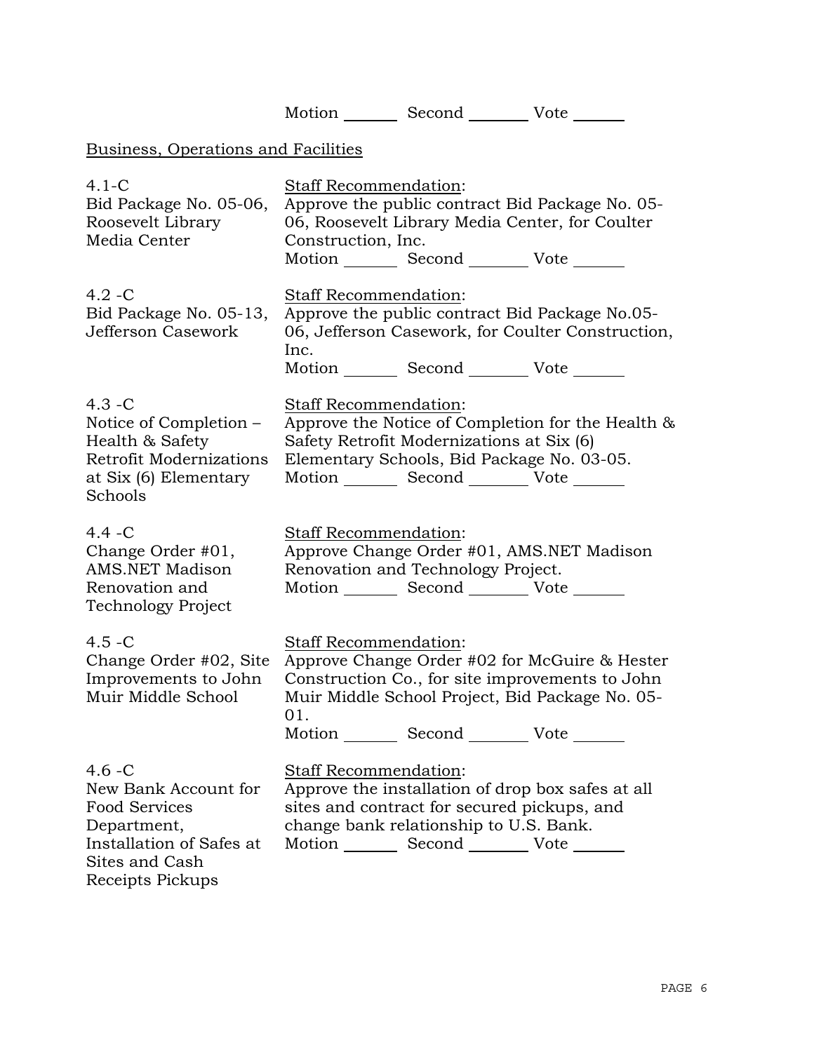Motion _______ Second _______ Vote _______

Business, Operations and Facilities

4.1-C
Bid Package No. 05-06, Roosevelt Library Media Center

Staff Recommendation:
Approve the public contract Bid Package No. 05-06, Roosevelt Library Media Center, for Coulter Construction, Inc.
Motion _______ Second _______ Vote _______

4.2 -C
Bid Package No. 05-13, Jefferson Casework

Staff Recommendation:
Approve the public contract Bid Package No.05-06, Jefferson Casework, for Coulter Construction, Inc.
Motion _______ Second _______ Vote _______

4.3 -C
Notice of Completion – Health & Safety Retrofit Modernizations at Six (6) Elementary Schools

Staff Recommendation:
Approve the Notice of Completion for the Health & Safety Retrofit Modernizations at Six (6) Elementary Schools, Bid Package No. 03-05.
Motion _______ Second _______ Vote _______

4.4 -C
Change Order #01, AMS.NET Madison Renovation and Technology Project

Staff Recommendation:
Approve Change Order #01, AMS.NET Madison Renovation and Technology Project.
Motion _______ Second _______ Vote _______

4.5 -C
Change Order #02, Site Improvements to John Muir Middle School

Staff Recommendation:
Approve Change Order #02 for McGuire & Hester Construction Co., for site improvements to John Muir Middle School Project, Bid Package No. 05-01.
Motion _______ Second _______ Vote _______

4.6 -C
New Bank Account for Food Services Department, Installation of Safes at Sites and Cash Receipts Pickups

Staff Recommendation:
Approve the installation of drop box safes at all sites and contract for secured pickups, and change bank relationship to U.S. Bank.
Motion _______ Second _______ Vote _______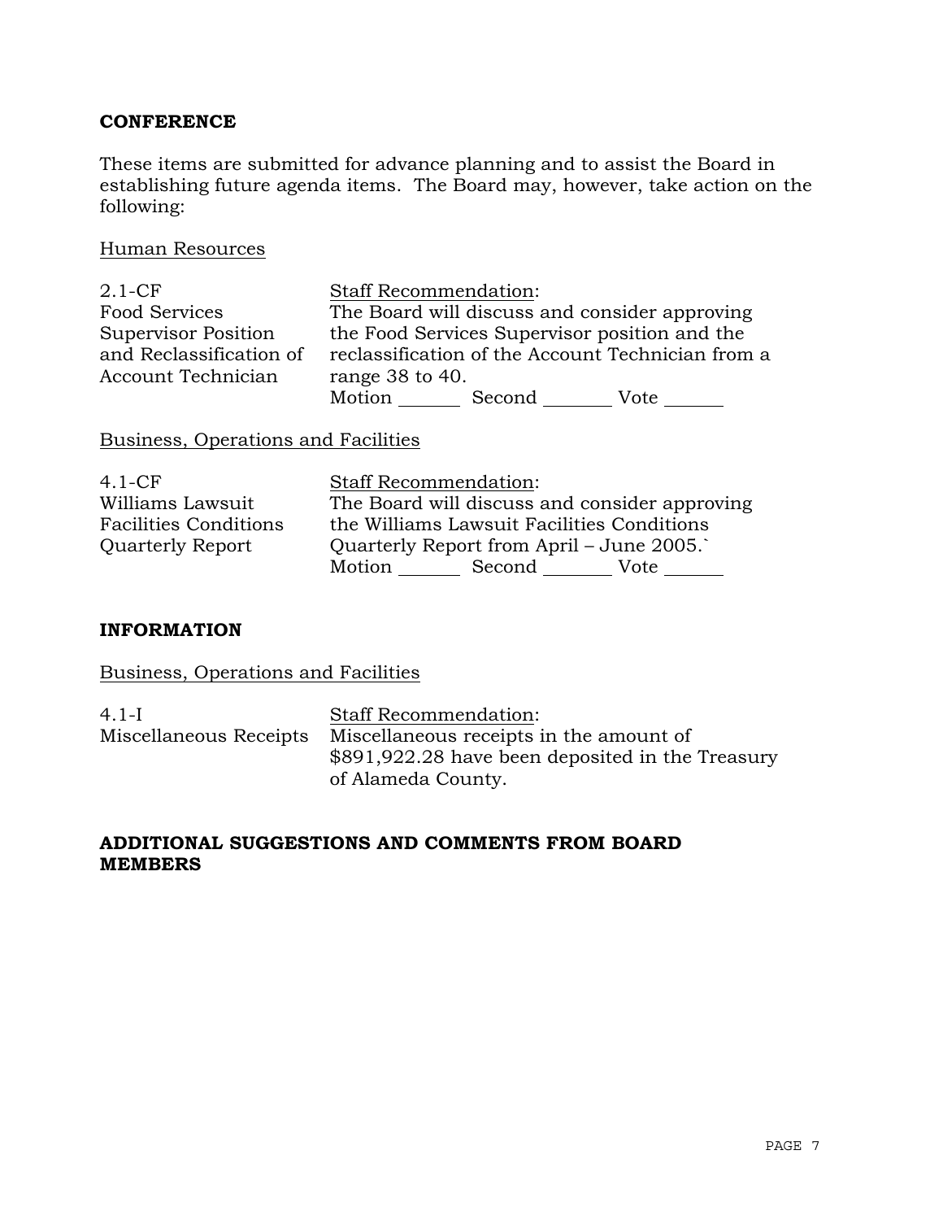**CONFERENCE**

These items are submitted for advance planning and to assist the Board in establishing future agenda items. The Board may, however, take action on the following:

Human Resources

2.1-CF
Food Services Supervisor Position and Reclassification of Account Technician

Staff Recommendation:
The Board will discuss and consider approving the Food Services Supervisor position and the reclassification of the Account Technician from a range 38 to 40.
Motion _______ Second _______ Vote _______

Business, Operations and Facilities

4.1-CF
Williams Lawsuit Facilities Conditions Quarterly Report

Staff Recommendation:
The Board will discuss and consider approving the Williams Lawsuit Facilities Conditions Quarterly Report from April – June 2005.`
Motion _______ Second _______ Vote _______

**INFORMATION**

Business, Operations and Facilities

4.1-I
Miscellaneous Receipts

Staff Recommendation:
Miscellaneous receipts in the amount of $891,922.28 have been deposited in the Treasury of Alameda County.

**ADDITIONAL SUGGESTIONS AND COMMENTS FROM BOARD MEMBERS**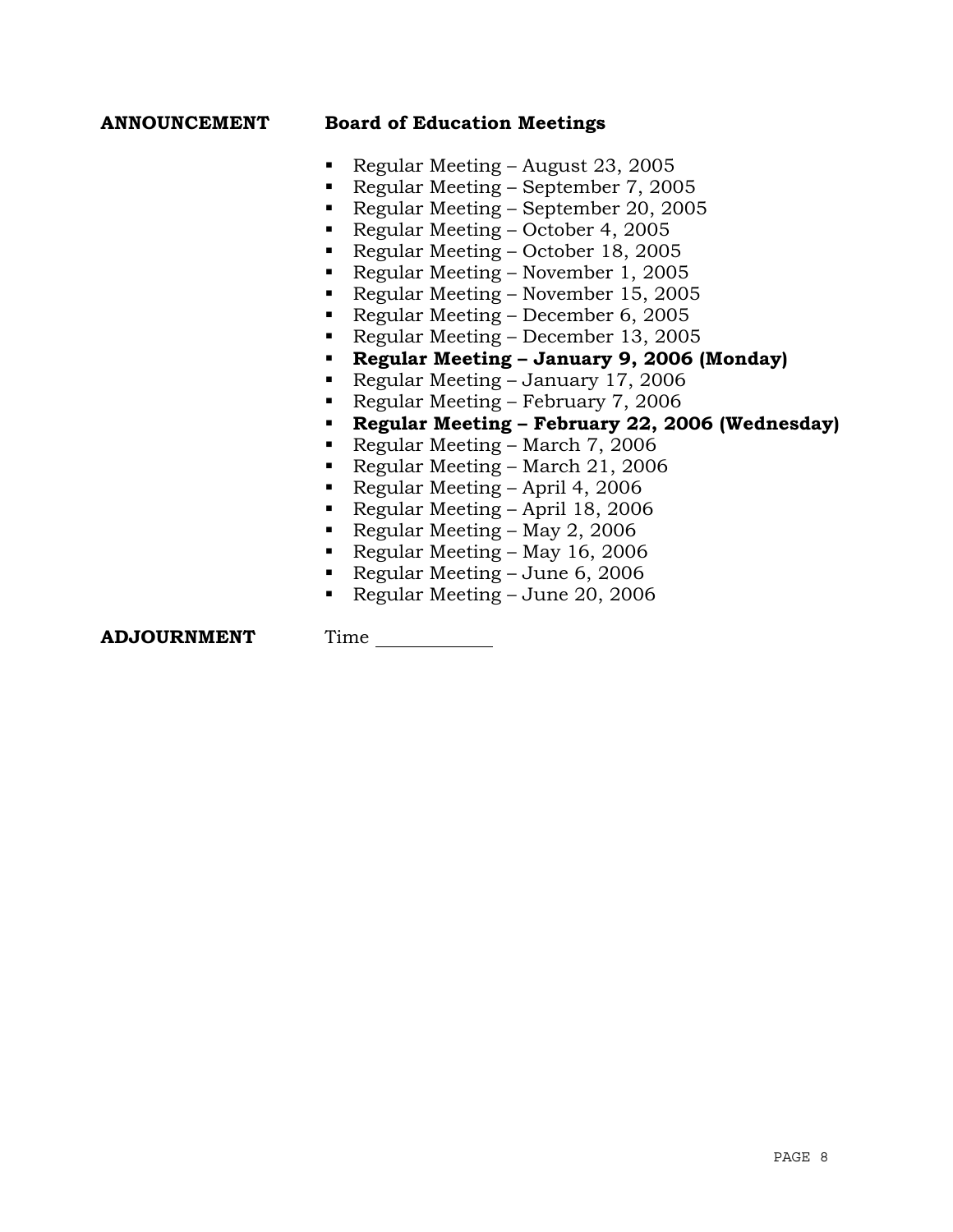**ANNOUNCEMENT** **Board of Education Meetings**

- Regular Meeting – August 23, 2005
- Regular Meeting – September 7, 2005
- Regular Meeting – September 20, 2005
- Regular Meeting – October 4, 2005
- Regular Meeting – October 18, 2005
- Regular Meeting – November 1, 2005
- Regular Meeting – November 15, 2005
- Regular Meeting – December 6, 2005
- Regular Meeting – December 13, 2005
- **Regular Meeting – January 9, 2006 (Monday)**
- Regular Meeting – January 17, 2006
- Regular Meeting – February 7, 2006
- **Regular Meeting – February 22, 2006 (Wednesday)**
- Regular Meeting – March 7, 2006
- Regular Meeting – March 21, 2006
- Regular Meeting – April 4, 2006
- Regular Meeting – April 18, 2006
- Regular Meeting – May 2, 2006
- Regular Meeting – May 16, 2006
- Regular Meeting – June 6, 2006
- Regular Meeting – June 20, 2006

**ADJOURNMENT** Time ____________